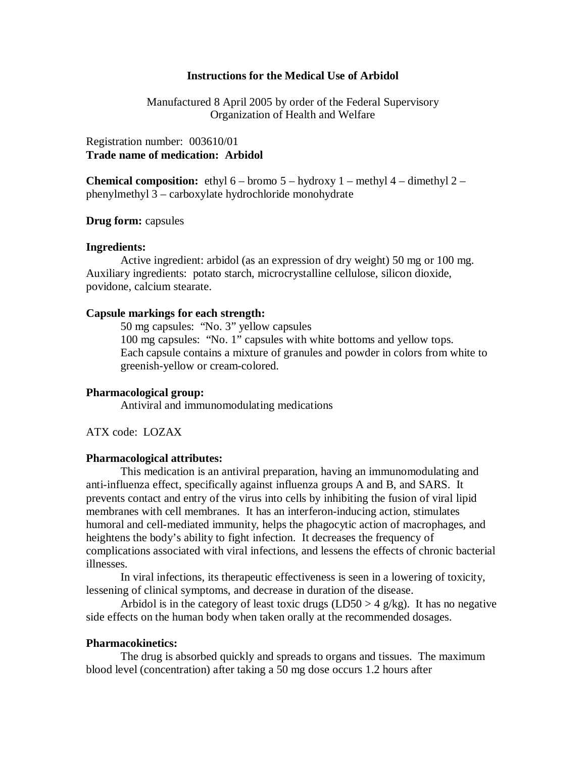# Instructions for the Medical Use of Arbidol

Manufactured 8 April 2005 by order of the Federal Supervisory Organization of Health and Welfare

Registration number: 003610/01
**Trade name of medication: Arbidol**

**Chemical composition:** ethyl 6 – bromo 5 – hydroxy 1 – methyl 4 – dimethyl 2 – phenylmethyl 3 – carboxylate hydrochloride monohydrate

**Drug form:** capsules

**Ingredients:**

Active ingredient: arbidol (as an expression of dry weight) 50 mg or 100 mg. Auxiliary ingredients: potato starch, microcrystalline cellulose, silicon dioxide, povidone, calcium stearate.

**Capsule markings for each strength:**

50 mg capsules: "No. 3" yellow capsules
100 mg capsules: "No. 1" capsules with white bottoms and yellow tops.
Each capsule contains a mixture of granules and powder in colors from white to greenish-yellow or cream-colored.

**Pharmacological group:**

Antiviral and immunomodulating medications

ATX code: LOZAX

**Pharmacological attributes:**

This medication is an antiviral preparation, having an immunomodulating and anti-influenza effect, specifically against influenza groups A and B, and SARS. It prevents contact and entry of the virus into cells by inhibiting the fusion of viral lipid membranes with cell membranes. It has an interferon-inducing action, stimulates humoral and cell-mediated immunity, helps the phagocytic action of macrophages, and heightens the body's ability to fight infection. It decreases the frequency of complications associated with viral infections, and lessens the effects of chronic bacterial illnesses.

In viral infections, its therapeutic effectiveness is seen in a lowering of toxicity, lessening of clinical symptoms, and decrease in duration of the disease.

Arbidol is in the category of least toxic drugs ($LD50 > 4$ g/kg). It has no negative side effects on the human body when taken orally at the recommended dosages.

**Pharmacokinetics:**

The drug is absorbed quickly and spreads to organs and tissues. The maximum blood level (concentration) after taking a 50 mg dose occurs 1.2 hours after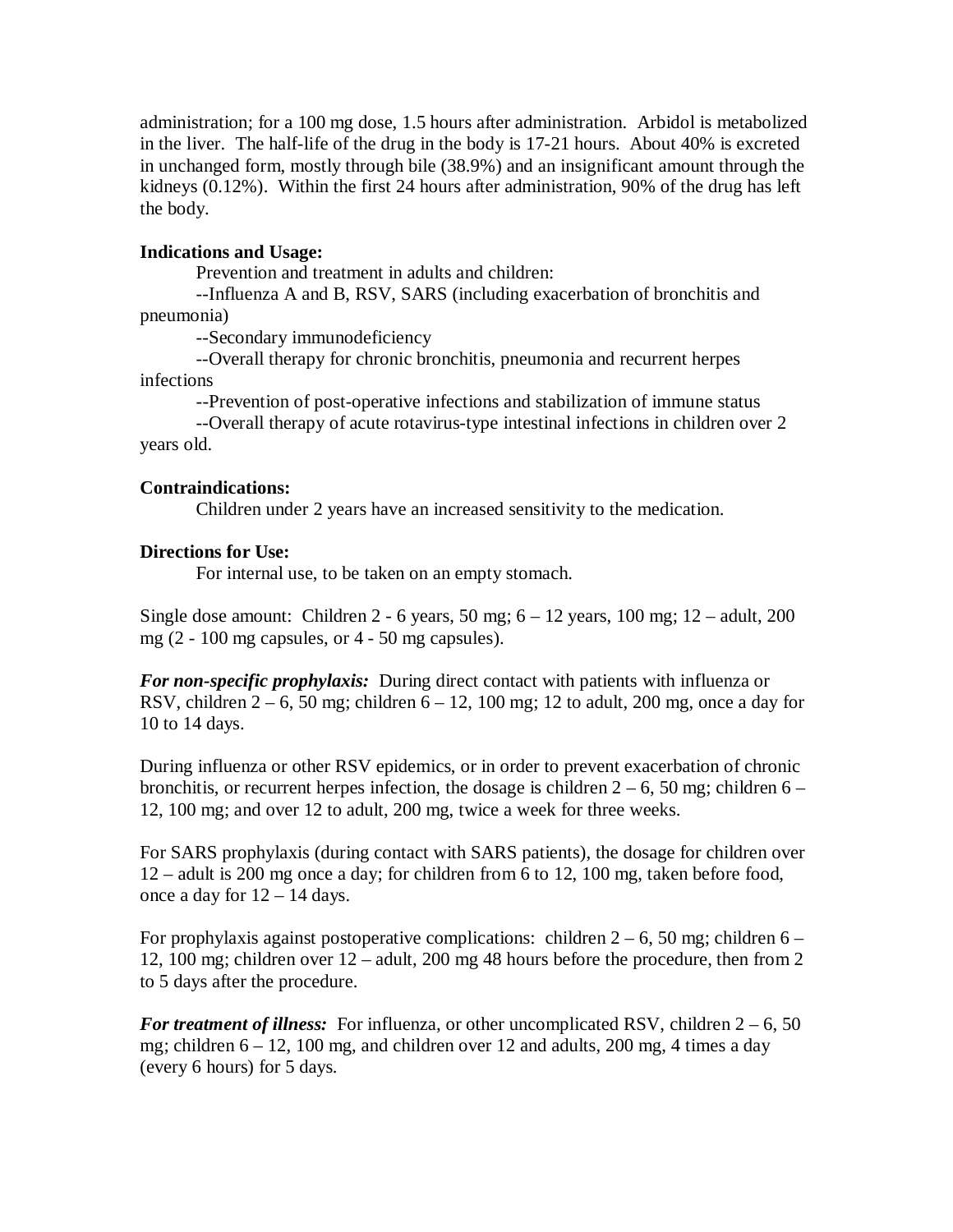administration; for a 100 mg dose, 1.5 hours after administration. Arbidol is metabolized in the liver. The half-life of the drug in the body is 17-21 hours. About 40% is excreted in unchanged form, mostly through bile (38.9%) and an insignificant amount through the kidneys (0.12%). Within the first 24 hours after administration, 90% of the drug has left the body.

**Indications and Usage:**

Prevention and treatment in adults and children:

--Influenza A and B, RSV, SARS (including exacerbation of bronchitis and pneumonia)

--Secondary immunodeficiency

--Overall therapy for chronic bronchitis, pneumonia and recurrent herpes infections

--Prevention of post-operative infections and stabilization of immune status

--Overall therapy of acute rotavirus-type intestinal infections in children over 2 years old.

**Contraindications:**

Children under 2 years have an increased sensitivity to the medication.

**Directions for Use:**

For internal use, to be taken on an empty stomach.

Single dose amount: Children 2 - 6 years, 50 mg; 6 – 12 years, 100 mg; 12 – adult, 200 mg (2 - 100 mg capsules, or 4 - 50 mg capsules).

***For non-specific prophylaxis:*** During direct contact with patients with influenza or RSV, children 2 – 6, 50 mg; children 6 – 12, 100 mg; 12 to adult, 200 mg, once a day for 10 to 14 days.

During influenza or other RSV epidemics, or in order to prevent exacerbation of chronic bronchitis, or recurrent herpes infection, the dosage is children 2 – 6, 50 mg; children 6 – 12, 100 mg; and over 12 to adult, 200 mg, twice a week for three weeks.

For SARS prophylaxis (during contact with SARS patients), the dosage for children over 12 – adult is 200 mg once a day; for children from 6 to 12, 100 mg, taken before food, once a day for 12 – 14 days.

For prophylaxis against postoperative complications: children 2 – 6, 50 mg; children 6 – 12, 100 mg; children over 12 – adult, 200 mg 48 hours before the procedure, then from 2 to 5 days after the procedure.

***For treatment of illness:*** For influenza, or other uncomplicated RSV, children 2 – 6, 50 mg; children 6 – 12, 100 mg, and children over 12 and adults, 200 mg, 4 times a day (every 6 hours) for 5 days.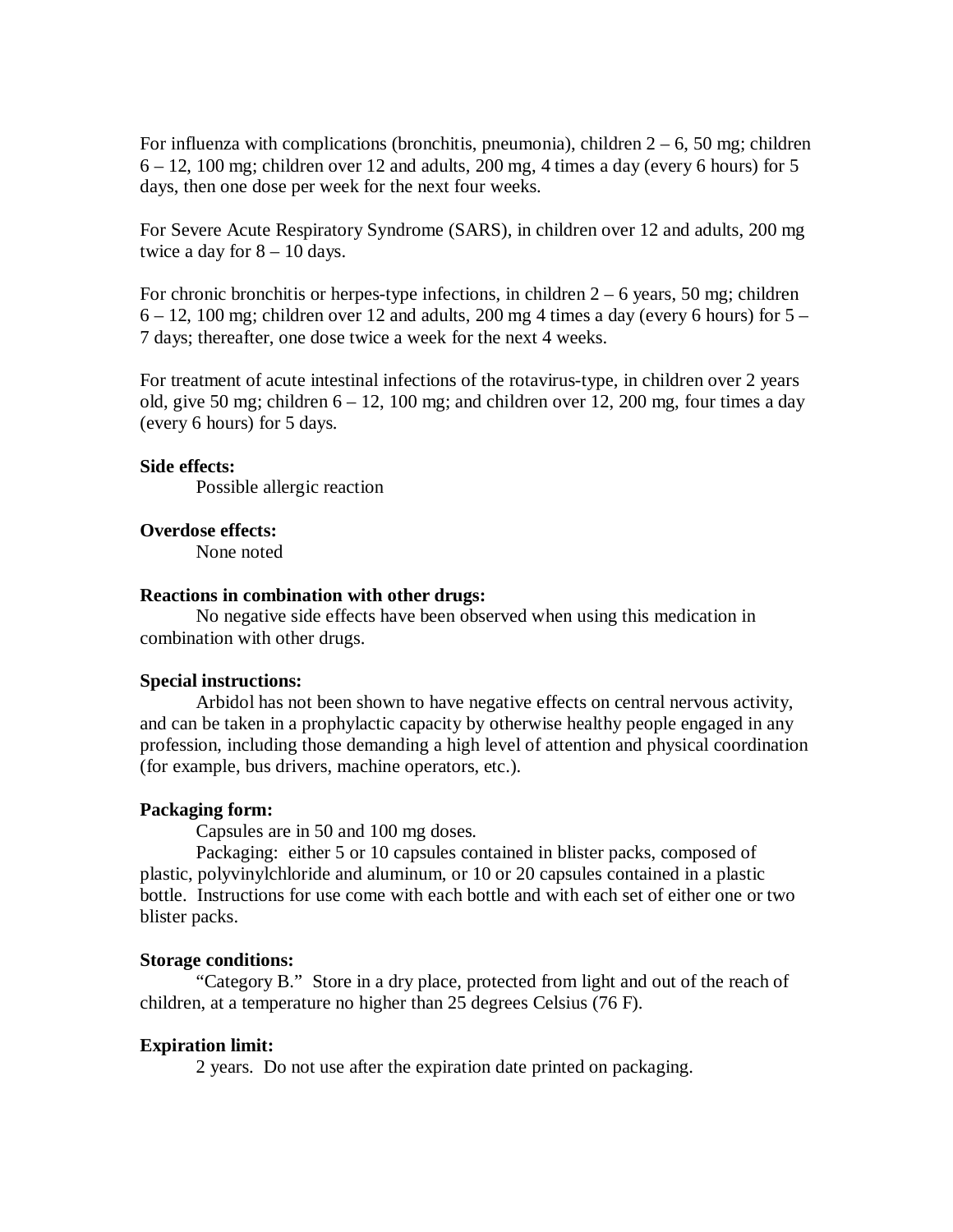For influenza with complications (bronchitis, pneumonia), children 2 – 6, 50 mg; children 6 – 12, 100 mg; children over 12 and adults, 200 mg, 4 times a day (every 6 hours) for 5 days, then one dose per week for the next four weeks.

For Severe Acute Respiratory Syndrome (SARS), in children over 12 and adults, 200 mg twice a day for 8 – 10 days.

For chronic bronchitis or herpes-type infections, in children 2 – 6 years, 50 mg; children 6 – 12, 100 mg; children over 12 and adults, 200 mg 4 times a day (every 6 hours) for 5 – 7 days; thereafter, one dose twice a week for the next 4 weeks.

For treatment of acute intestinal infections of the rotavirus-type, in children over 2 years old, give 50 mg; children 6 – 12, 100 mg; and children over 12, 200 mg, four times a day (every 6 hours) for 5 days.

**Side effects:**

Possible allergic reaction

**Overdose effects:**

None noted

**Reactions in combination with other drugs:**

No negative side effects have been observed when using this medication in combination with other drugs.

**Special instructions:**

Arbidol has not been shown to have negative effects on central nervous activity, and can be taken in a prophylactic capacity by otherwise healthy people engaged in any profession, including those demanding a high level of attention and physical coordination (for example, bus drivers, machine operators, etc.).

**Packaging form:**

Capsules are in 50 and 100 mg doses.

Packaging: either 5 or 10 capsules contained in blister packs, composed of plastic, polyvinylchloride and aluminum, or 10 or 20 capsules contained in a plastic bottle. Instructions for use come with each bottle and with each set of either one or two blister packs.

**Storage conditions:**

"Category B." Store in a dry place, protected from light and out of the reach of children, at a temperature no higher than 25 degrees Celsius (76 F).

**Expiration limit:**

2 years. Do not use after the expiration date printed on packaging.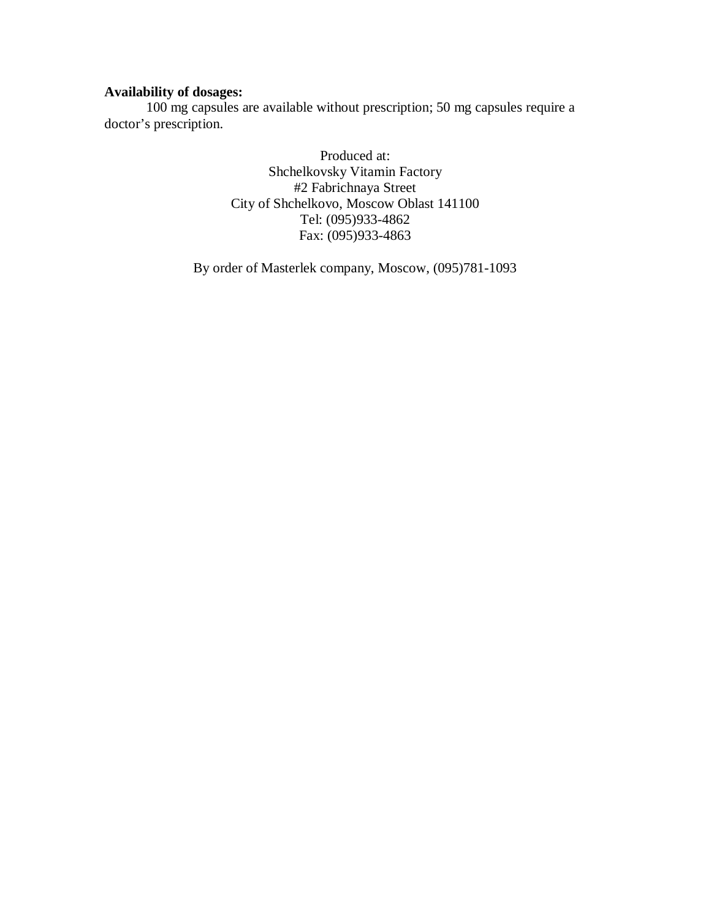**Availability of dosages:**

100 mg capsules are available without prescription; 50 mg capsules require a doctor's prescription.

Produced at:
Shchelkovsky Vitamin Factory
#2 Fabrichnaya Street
City of Shchelkovo, Moscow Oblast 141100
Tel: (095)933-4862
Fax: (095)933-4863

By order of Masterlek company, Moscow, (095)781-1093